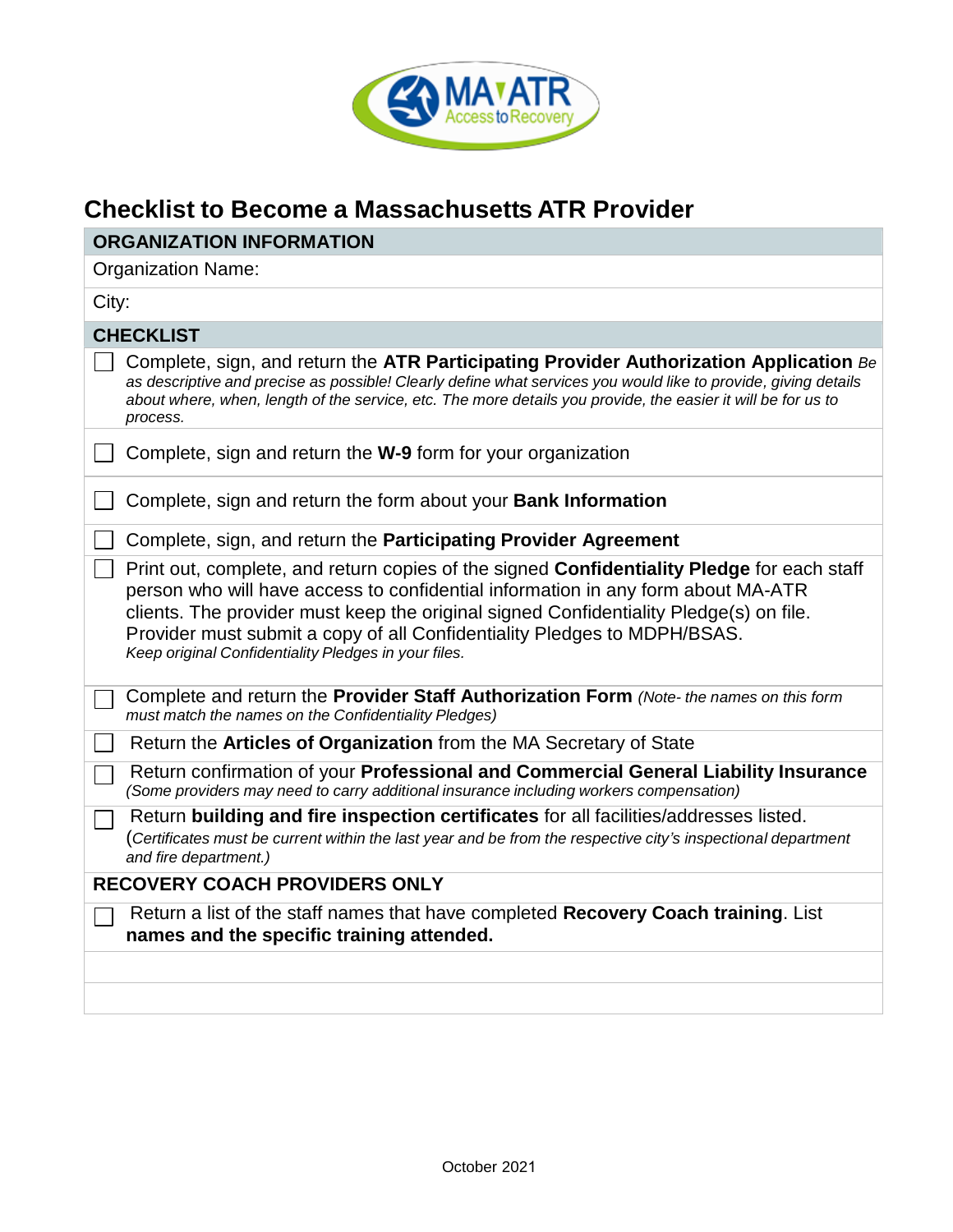MA ATR Access to Recovery

# Checklist to Become a Massachusetts ATR Provider

| ORGANIZATION INFORMATION |
| --- |
| Organization Name: |
| City: |

**CHECKLIST**

- ☐ Complete, sign, and return the **ATR Participating Provider Authorization Application** *Be as descriptive and precise as possible! Clearly define what services you would like to provide, giving details about where, when, length of the service, etc. The more details you provide, the easier it will be for us to process.*
- ☐ Complete, sign and return the **W-9** form for your organization
- ☐ Complete, sign and return the form about your **Bank Information**
- ☐ Complete, sign, and return the **Participating Provider Agreement**
- ☐ Print out, complete, and return copies of the signed **Confidentiality Pledge** for each staff person who will have access to confidential information in any form about MA-ATR clients. The provider must keep the original signed Confidentiality Pledge(s) on file. Provider must submit a copy of all Confidentiality Pledges to MDPH/BSAS.
  *Keep original Confidentiality Pledges in your files.*
- ☐ Complete and return the **Provider Staff Authorization Form** *(Note- the names on this form must match the names on the Confidentiality Pledges)*
- ☐ Return the **Articles of Organization** from the MA Secretary of State
- ☐ Return confirmation of your **Professional and Commercial General Liability Insurance** *(Some providers may need to carry additional insurance including workers compensation)*
- ☐ Return **building and fire inspection certificates** for all facilities/addresses listed. (*Certificates must be current within the last year and be from the respective city's inspectional department and fire department.)*

**RECOVERY COACH PROVIDERS ONLY**

- ☐ Return a list of the staff names that have completed **Recovery Coach training**. List **names and the specific training attended.**

October 2021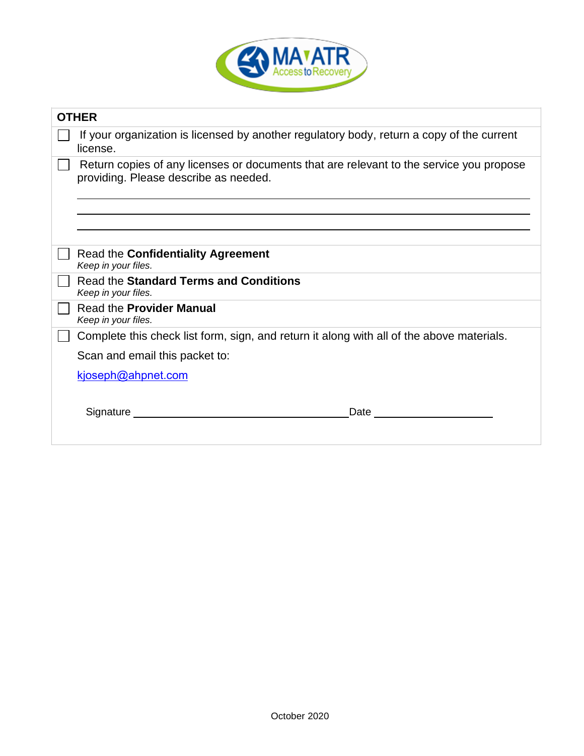## OTHER

- ☐ If your organization is licensed by another regulatory body, return a copy of the current license.
- ☐ Return copies of any licenses or documents that are relevant to the service you propose providing. Please describe as needed.

  \_\_\_\_\_\_\_\_\_\_\_\_\_\_\_\_\_\_\_\_\_\_\_\_\_\_\_\_\_\_\_\_\_\_\_\_\_\_\_\_\_\_\_\_\_\_\_\_\_\_\_\_\_\_\_\_\_\_\_\_

  \_\_\_\_\_\_\_\_\_\_\_\_\_\_\_\_\_\_\_\_\_\_\_\_\_\_\_\_\_\_\_\_\_\_\_\_\_\_\_\_\_\_\_\_\_\_\_\_\_\_\_\_\_\_\_\_\_\_\_\_

  \_\_\_\_\_\_\_\_\_\_\_\_\_\_\_\_\_\_\_\_\_\_\_\_\_\_\_\_\_\_\_\_\_\_\_\_\_\_\_\_\_\_\_\_\_\_\_\_\_\_\_\_\_\_\_\_\_\_\_\_

- ☐ Read the **Confidentiality Agreement**
  *Keep in your files.*
- ☐ Read the **Standard Terms and Conditions**
  *Keep in your files.*
- ☐ Read the **Provider Manual**
  *Keep in your files.*
- ☐ Complete this check list form, sign, and return it along with all of the above materials.

  Scan and email this packet to:

  kjoseph@ahpnet.com

Signature \_\_\_\_\_\_\_\_\_\_\_\_\_\_\_\_\_\_\_\_\_\_\_\_\_\_\_\_\_\_\_\_\_\_\_\_ Date \_\_\_\_\_\_\_\_\_\_\_\_\_\_\_\_\_\_\_\_

October 2020